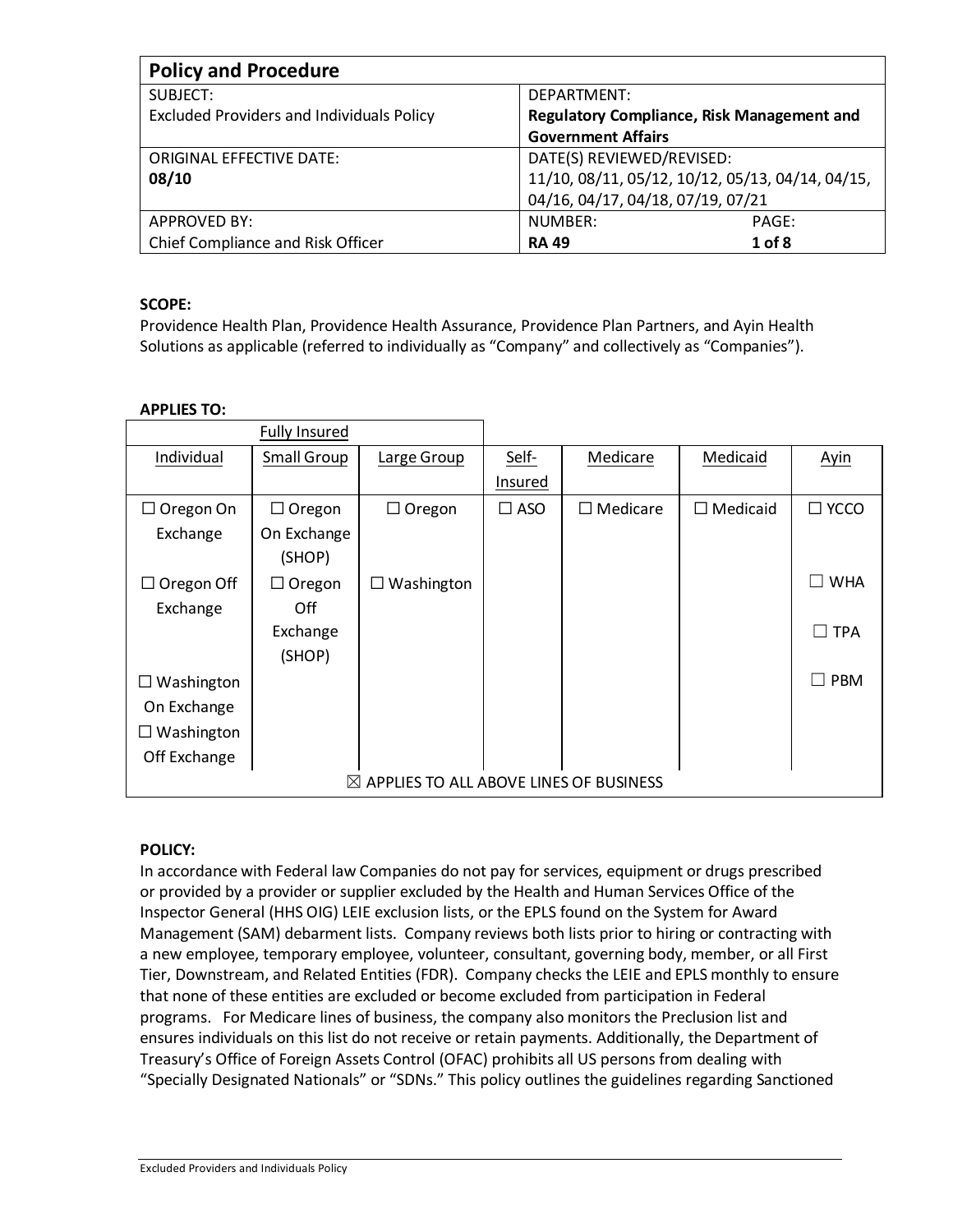| **Policy and Procedure** | | |
|---|---|---|
| SUBJECT:<br>Excluded Providers and Individuals Policy | DEPARTMENT:<br>**Regulatory Compliance, Risk Management and Government Affairs** | |
| ORIGINAL EFFECTIVE DATE:<br>**08/10** | DATE(S) REVIEWED/REVISED:<br>11/10, 08/11, 05/12, 10/12, 05/13, 04/14, 04/15, 04/16, 04/17, 04/18, 07/19, 07/21 | |
| APPROVED BY:<br>Chief Compliance and Risk Officer | NUMBER:<br>**RA 49** | PAGE:<br>**1 of 8** |

**SCOPE:**
Providence Health Plan, Providence Health Assurance, Providence Plan Partners, and Ayin Health Solutions as applicable (referred to individually as “Company” and collectively as “Companies”).

**APPLIES TO:**

| Fully Insured | | | | | | |
|---|---|---|---|---|---|---|
| Individual | Small Group | Large Group | Self-Insured | Medicare | Medicaid | Ayin |
| ☐ Oregon On Exchange | ☐ Oregon On Exchange (SHOP) | ☐ Oregon | ☐ ASO | ☐ Medicare | ☐ Medicaid | ☐ YCCO |
| ☐ Oregon Off Exchange | ☐ Oregon Off Exchange (SHOP) | ☐ Washington | | | | ☐ WHA |
| | | | | | | ☐ TPA |
| ☐ Washington On Exchange | | | | | | ☐ PBM |
| ☐ Washington Off Exchange | | | | | | |
| ☒ APPLIES TO ALL ABOVE LINES OF BUSINESS | | | | | | |

**POLICY:**
In accordance with Federal law Companies do not pay for services, equipment or drugs prescribed or provided by a provider or supplier excluded by the Health and Human Services Office of the Inspector General (HHS OIG) LEIE exclusion lists, or the EPLS found on the System for Award Management (SAM) debarment lists. Company reviews both lists prior to hiring or contracting with a new employee, temporary employee, volunteer, consultant, governing body, member, or all First Tier, Downstream, and Related Entities (FDR). Company checks the LEIE and EPLS monthly to ensure that none of these entities are excluded or become excluded from participation in Federal programs. For Medicare lines of business, the company also monitors the Preclusion list and ensures individuals on this list do not receive or retain payments. Additionally, the Department of Treasury’s Office of Foreign Assets Control (OFAC) prohibits all US persons from dealing with “Specially Designated Nationals” or “SDNs.” This policy outlines the guidelines regarding Sanctioned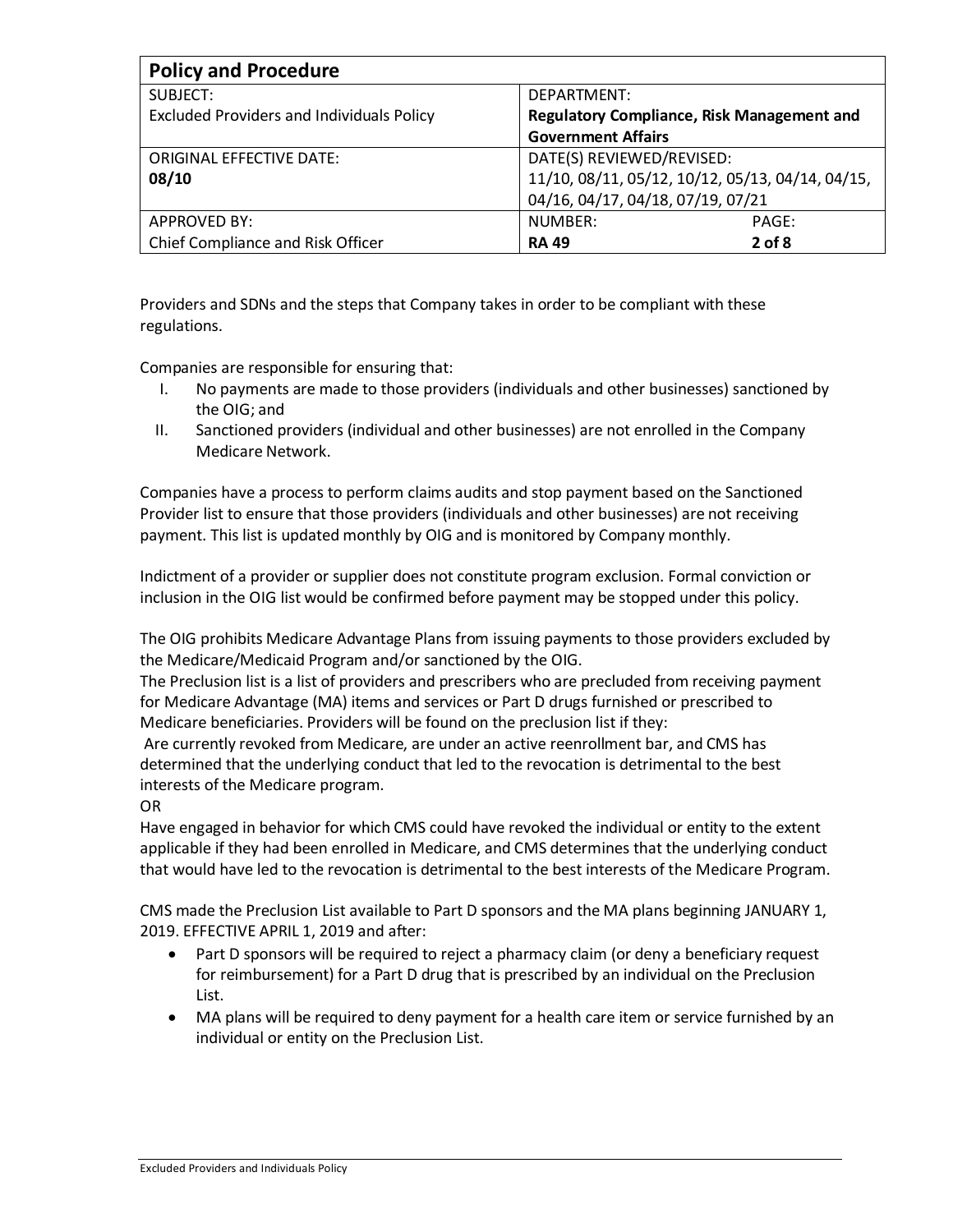| Policy and Procedure | | |
|---|---|---|
| SUBJECT:<br>Excluded Providers and Individuals Policy | DEPARTMENT:<br>**Regulatory Compliance, Risk Management and Government Affairs** | |
| ORIGINAL EFFECTIVE DATE:<br>**08/10** | DATE(S) REVIEWED/REVISED:<br>11/10, 08/11, 05/12, 10/12, 05/13, 04/14, 04/15, 04/16, 04/17, 04/18, 07/19, 07/21 | |
| APPROVED BY:<br>Chief Compliance and Risk Officer | NUMBER:<br>**RA 49** | PAGE:<br>**2 of 8** |

Providers and SDNs and the steps that Company takes in order to be compliant with these regulations.

Companies are responsible for ensuring that:

I. No payments are made to those providers (individuals and other businesses) sanctioned by the OIG; and
II. Sanctioned providers (individual and other businesses) are not enrolled in the Company Medicare Network.

Companies have a process to perform claims audits and stop payment based on the Sanctioned Provider list to ensure that those providers (individuals and other businesses) are not receiving payment. This list is updated monthly by OIG and is monitored by Company monthly.

Indictment of a provider or supplier does not constitute program exclusion. Formal conviction or inclusion in the OIG list would be confirmed before payment may be stopped under this policy.

The OIG prohibits Medicare Advantage Plans from issuing payments to those providers excluded by the Medicare/Medicaid Program and/or sanctioned by the OIG.
The Preclusion list is a list of providers and prescribers who are precluded from receiving payment for Medicare Advantage (MA) items and services or Part D drugs furnished or prescribed to Medicare beneficiaries. Providers will be found on the preclusion list if they:
Are currently revoked from Medicare, are under an active reenrollment bar, and CMS has determined that the underlying conduct that led to the revocation is detrimental to the best interests of the Medicare program.
OR
Have engaged in behavior for which CMS could have revoked the individual or entity to the extent applicable if they had been enrolled in Medicare, and CMS determines that the underlying conduct that would have led to the revocation is detrimental to the best interests of the Medicare Program.

CMS made the Preclusion List available to Part D sponsors and the MA plans beginning JANUARY 1, 2019. EFFECTIVE APRIL 1, 2019 and after:

- Part D sponsors will be required to reject a pharmacy claim (or deny a beneficiary request for reimbursement) for a Part D drug that is prescribed by an individual on the Preclusion List.
- MA plans will be required to deny payment for a health care item or service furnished by an individual or entity on the Preclusion List.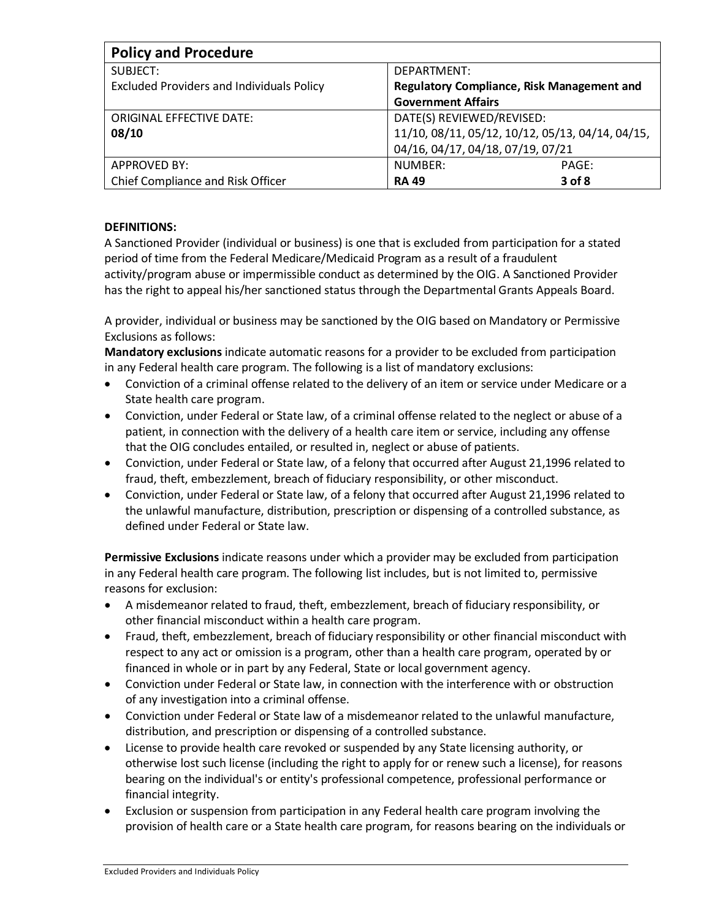| Policy and Procedure | |
|---|---|
| SUBJECT:<br>Excluded Providers and Individuals Policy | DEPARTMENT:<br>**Regulatory Compliance, Risk Management and Government Affairs** |
| ORIGINAL EFFECTIVE DATE:<br>**08/10** | DATE(S) REVIEWED/REVISED:<br>11/10, 08/11, 05/12, 10/12, 05/13, 04/14, 04/15, 04/16, 04/17, 04/18, 07/19, 07/21 |
| APPROVED BY:<br>Chief Compliance and Risk Officer | NUMBER: **RA 49** PAGE: **3 of 8** |

**DEFINITIONS:**

A Sanctioned Provider (individual or business) is one that is excluded from participation for a stated period of time from the Federal Medicare/Medicaid Program as a result of a fraudulent activity/program abuse or impermissible conduct as determined by the OIG. A Sanctioned Provider has the right to appeal his/her sanctioned status through the Departmental Grants Appeals Board.

A provider, individual or business may be sanctioned by the OIG based on Mandatory or Permissive Exclusions as follows:

**Mandatory exclusions** indicate automatic reasons for a provider to be excluded from participation in any Federal health care program. The following is a list of mandatory exclusions:

- Conviction of a criminal offense related to the delivery of an item or service under Medicare or a State health care program.
- Conviction, under Federal or State law, of a criminal offense related to the neglect or abuse of a patient, in connection with the delivery of a health care item or service, including any offense that the OIG concludes entailed, or resulted in, neglect or abuse of patients.
- Conviction, under Federal or State law, of a felony that occurred after August 21,1996 related to fraud, theft, embezzlement, breach of fiduciary responsibility, or other misconduct.
- Conviction, under Federal or State law, of a felony that occurred after August 21,1996 related to the unlawful manufacture, distribution, prescription or dispensing of a controlled substance, as defined under Federal or State law.

**Permissive Exclusions** indicate reasons under which a provider may be excluded from participation in any Federal health care program. The following list includes, but is not limited to, permissive reasons for exclusion:

- A misdemeanor related to fraud, theft, embezzlement, breach of fiduciary responsibility, or other financial misconduct within a health care program.
- Fraud, theft, embezzlement, breach of fiduciary responsibility or other financial misconduct with respect to any act or omission is a program, other than a health care program, operated by or financed in whole or in part by any Federal, State or local government agency.
- Conviction under Federal or State law, in connection with the interference with or obstruction of any investigation into a criminal offense.
- Conviction under Federal or State law of a misdemeanor related to the unlawful manufacture, distribution, and prescription or dispensing of a controlled substance.
- License to provide health care revoked or suspended by any State licensing authority, or otherwise lost such license (including the right to apply for or renew such a license), for reasons bearing on the individual's or entity's professional competence, professional performance or financial integrity.
- Exclusion or suspension from participation in any Federal health care program involving the provision of health care or a State health care program, for reasons bearing on the individuals or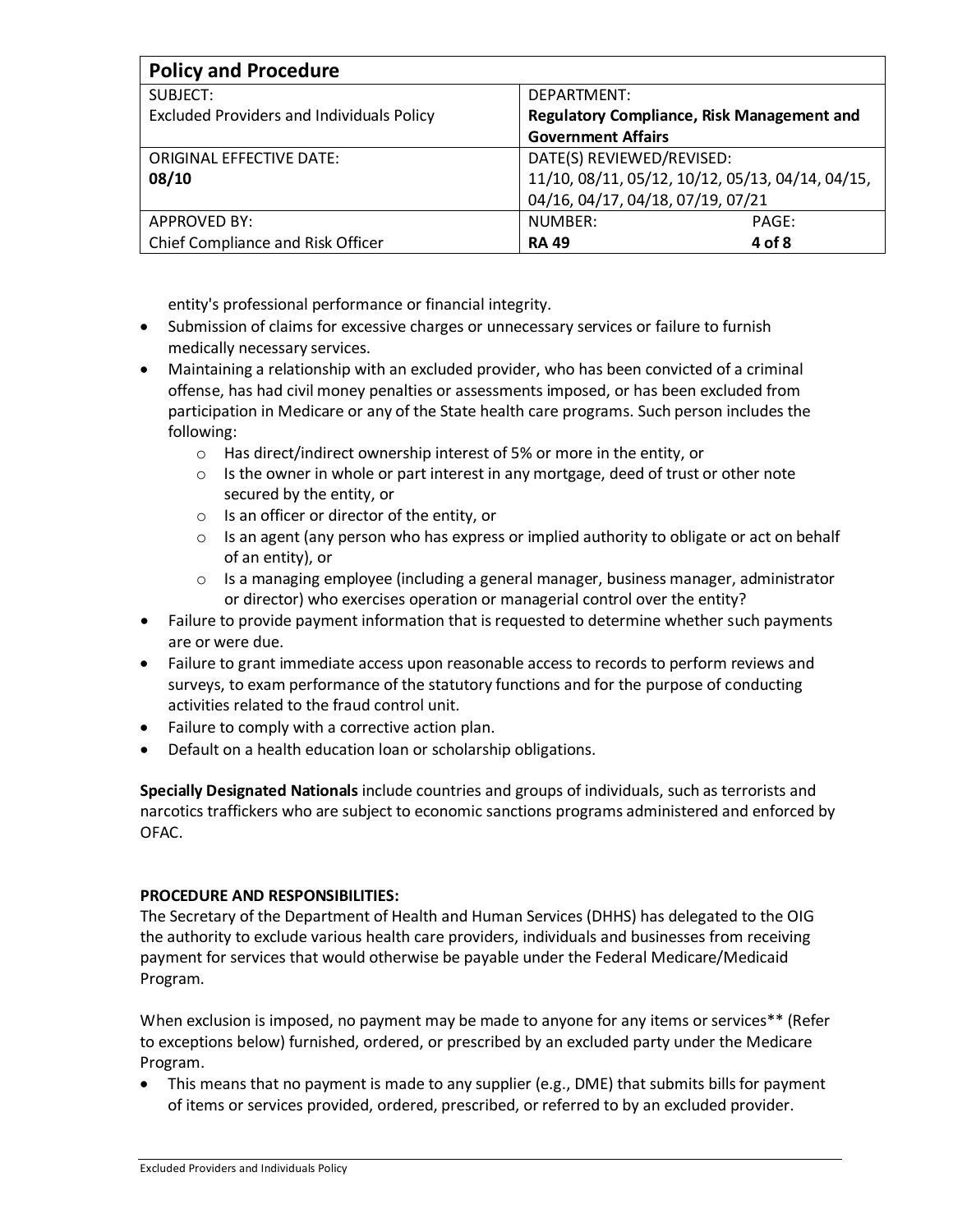entity's professional performance or financial integrity.

- Submission of claims for excessive charges or unnecessary services or failure to furnish medically necessary services.
- Maintaining a relationship with an excluded provider, who has been convicted of a criminal offense, has had civil money penalties or assessments imposed, or has been excluded from participation in Medicare or any of the State health care programs. Such person includes the following:
    - Has direct/indirect ownership interest of 5% or more in the entity, or
    - Is the owner in whole or part interest in any mortgage, deed of trust or other note secured by the entity, or
    - Is an officer or director of the entity, or
    - Is an agent (any person who has express or implied authority to obligate or act on behalf of an entity), or
    - Is a managing employee (including a general manager, business manager, administrator or director) who exercises operation or managerial control over the entity?
- Failure to provide payment information that is requested to determine whether such payments are or were due.
- Failure to grant immediate access upon reasonable access to records to perform reviews and surveys, to exam performance of the statutory functions and for the purpose of conducting activities related to the fraud control unit.
- Failure to comply with a corrective action plan.
- Default on a health education loan or scholarship obligations.

**Specially Designated Nationals** include countries and groups of individuals, such as terrorists and narcotics traffickers who are subject to economic sanctions programs administered and enforced by OFAC.

**PROCEDURE AND RESPONSIBILITIES:**

The Secretary of the Department of Health and Human Services (DHHS) has delegated to the OIG the authority to exclude various health care providers, individuals and businesses from receiving payment for services that would otherwise be payable under the Federal Medicare/Medicaid Program.

When exclusion is imposed, no payment may be made to anyone for any items or services** (Refer to exceptions below) furnished, ordered, or prescribed by an excluded party under the Medicare Program.

- This means that no payment is made to any supplier (e.g., DME) that submits bills for payment of items or services provided, ordered, prescribed, or referred to by an excluded provider.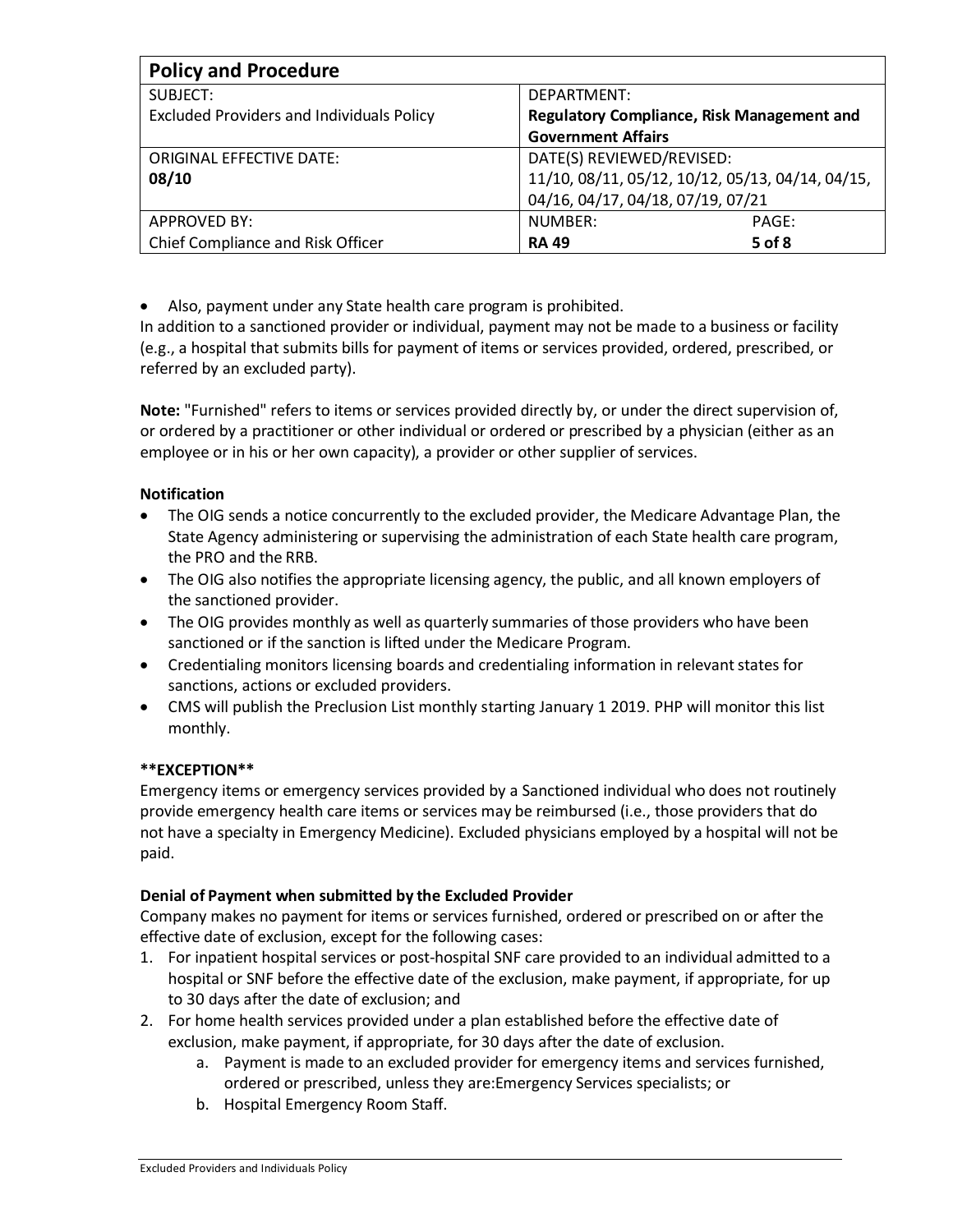- Also, payment under any State health care program is prohibited.

In addition to a sanctioned provider or individual, payment may not be made to a business or facility (e.g., a hospital that submits bills for payment of items or services provided, ordered, prescribed, or referred by an excluded party).

**Note:** "Furnished" refers to items or services provided directly by, or under the direct supervision of, or ordered by a practitioner or other individual or ordered or prescribed by a physician (either as an employee or in his or her own capacity), a provider or other supplier of services.

**Notification**

- The OIG sends a notice concurrently to the excluded provider, the Medicare Advantage Plan, the State Agency administering or supervising the administration of each State health care program, the PRO and the RRB.
- The OIG also notifies the appropriate licensing agency, the public, and all known employers of the sanctioned provider.
- The OIG provides monthly as well as quarterly summaries of those providers who have been sanctioned or if the sanction is lifted under the Medicare Program.
- Credentialing monitors licensing boards and credentialing information in relevant states for sanctions, actions or excluded providers.
- CMS will publish the Preclusion List monthly starting January 1 2019. PHP will monitor this list monthly.

**EXCEPTION**

Emergency items or emergency services provided by a Sanctioned individual who does not routinely provide emergency health care items or services may be reimbursed (i.e., those providers that do not have a specialty in Emergency Medicine). Excluded physicians employed by a hospital will not be paid.

**Denial of Payment when submitted by the Excluded Provider**

Company makes no payment for items or services furnished, ordered or prescribed on or after the effective date of exclusion, except for the following cases:

1. For inpatient hospital services or post-hospital SNF care provided to an individual admitted to a hospital or SNF before the effective date of the exclusion, make payment, if appropriate, for up to 30 days after the date of exclusion; and
2. For home health services provided under a plan established before the effective date of exclusion, make payment, if appropriate, for 30 days after the date of exclusion.
    a. Payment is made to an excluded provider for emergency items and services furnished, ordered or prescribed, unless they are:Emergency Services specialists; or
    b. Hospital Emergency Room Staff.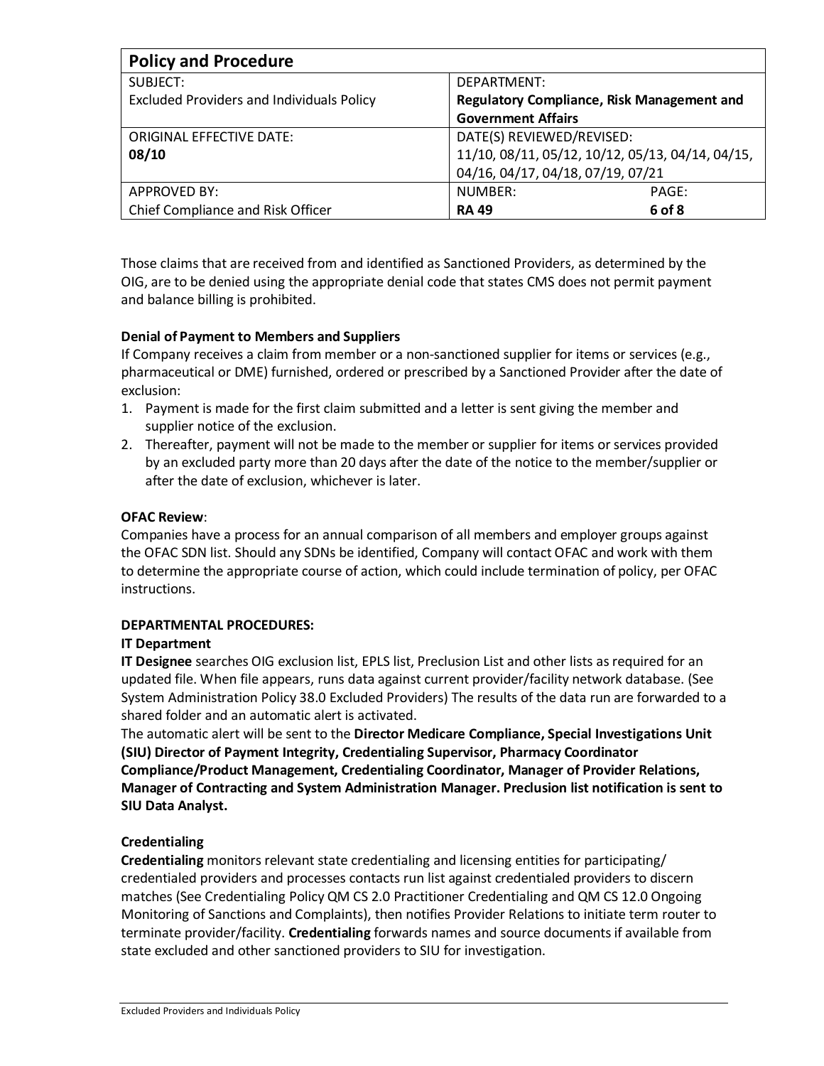Those claims that are received from and identified as Sanctioned Providers, as determined by the OIG, are to be denied using the appropriate denial code that states CMS does not permit payment and balance billing is prohibited.

**Denial of Payment to Members and Suppliers**

If Company receives a claim from member or a non-sanctioned supplier for items or services (e.g., pharmaceutical or DME) furnished, ordered or prescribed by a Sanctioned Provider after the date of exclusion:

1. Payment is made for the first claim submitted and a letter is sent giving the member and supplier notice of the exclusion.
2. Thereafter, payment will not be made to the member or supplier for items or services provided by an excluded party more than 20 days after the date of the notice to the member/supplier or after the date of exclusion, whichever is later.

**OFAC Review**:

Companies have a process for an annual comparison of all members and employer groups against the OFAC SDN list. Should any SDNs be identified, Company will contact OFAC and work with them to determine the appropriate course of action, which could include termination of policy, per OFAC instructions.

**DEPARTMENTAL PROCEDURES:**

**IT Department**

**IT Designee** searches OIG exclusion list, EPLS list, Preclusion List and other lists as required for an updated file. When file appears, runs data against current provider/facility network database. (See System Administration Policy 38.0 Excluded Providers) The results of the data run are forwarded to a shared folder and an automatic alert is activated.

The automatic alert will be sent to the **Director Medicare Compliance, Special Investigations Unit (SIU) Director of Payment Integrity, Credentialing Supervisor, Pharmacy Coordinator Compliance/Product Management, Credentialing Coordinator, Manager of Provider Relations, Manager of Contracting and System Administration Manager. Preclusion list notification is sent to SIU Data Analyst.**

**Credentialing**

**Credentialing** monitors relevant state credentialing and licensing entities for participating/ credentialed providers and processes contacts run list against credentialed providers to discern matches (See Credentialing Policy QM CS 2.0 Practitioner Credentialing and QM CS 12.0 Ongoing Monitoring of Sanctions and Complaints), then notifies Provider Relations to initiate term router to terminate provider/facility. **Credentialing** forwards names and source documents if available from state excluded and other sanctioned providers to SIU for investigation.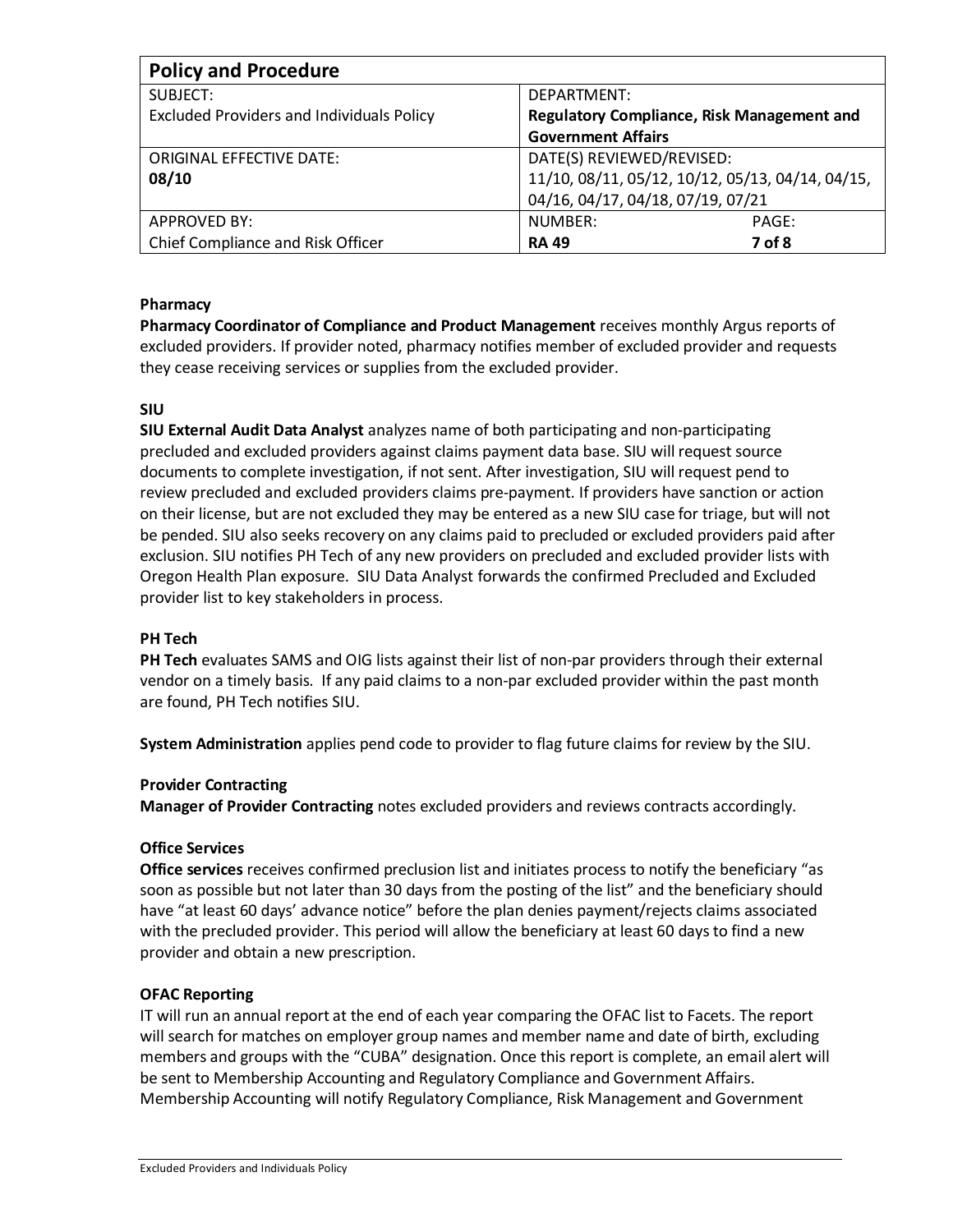| Policy and Procedure | |
|---|---|
| SUBJECT:<br>Excluded Providers and Individuals Policy | DEPARTMENT:<br>**Regulatory Compliance, Risk Management and Government Affairs** |
| ORIGINAL EFFECTIVE DATE:<br>**08/10** | DATE(S) REVIEWED/REVISED:<br>11/10, 08/11, 05/12, 10/12, 05/13, 04/14, 04/15, 04/16, 04/17, 04/18, 07/19, 07/21 |
| APPROVED BY:<br>Chief Compliance and Risk Officer | NUMBER: **RA 49** PAGE: **7 of 8** |

**Pharmacy**

**Pharmacy Coordinator of Compliance and Product Management** receives monthly Argus reports of excluded providers. If provider noted, pharmacy notifies member of excluded provider and requests they cease receiving services or supplies from the excluded provider.

**SIU**

**SIU External Audit Data Analyst** analyzes name of both participating and non-participating precluded and excluded providers against claims payment data base. SIU will request source documents to complete investigation, if not sent. After investigation, SIU will request pend to review precluded and excluded providers claims pre-payment. If providers have sanction or action on their license, but are not excluded they may be entered as a new SIU case for triage, but will not be pended. SIU also seeks recovery on any claims paid to precluded or excluded providers paid after exclusion. SIU notifies PH Tech of any new providers on precluded and excluded provider lists with Oregon Health Plan exposure. SIU Data Analyst forwards the confirmed Precluded and Excluded provider list to key stakeholders in process.

**PH Tech**

**PH Tech** evaluates SAMS and OIG lists against their list of non-par providers through their external vendor on a timely basis. If any paid claims to a non-par excluded provider within the past month are found, PH Tech notifies SIU.

**System Administration** applies pend code to provider to flag future claims for review by the SIU.

**Provider Contracting**

**Manager of Provider Contracting** notes excluded providers and reviews contracts accordingly.

**Office Services**

**Office services** receives confirmed preclusion list and initiates process to notify the beneficiary "as soon as possible but not later than 30 days from the posting of the list" and the beneficiary should have "at least 60 days' advance notice" before the plan denies payment/rejects claims associated with the precluded provider. This period will allow the beneficiary at least 60 days to find a new provider and obtain a new prescription.

**OFAC Reporting**

IT will run an annual report at the end of each year comparing the OFAC list to Facets. The report will search for matches on employer group names and member name and date of birth, excluding members and groups with the "CUBA" designation. Once this report is complete, an email alert will be sent to Membership Accounting and Regulatory Compliance and Government Affairs. Membership Accounting will notify Regulatory Compliance, Risk Management and Government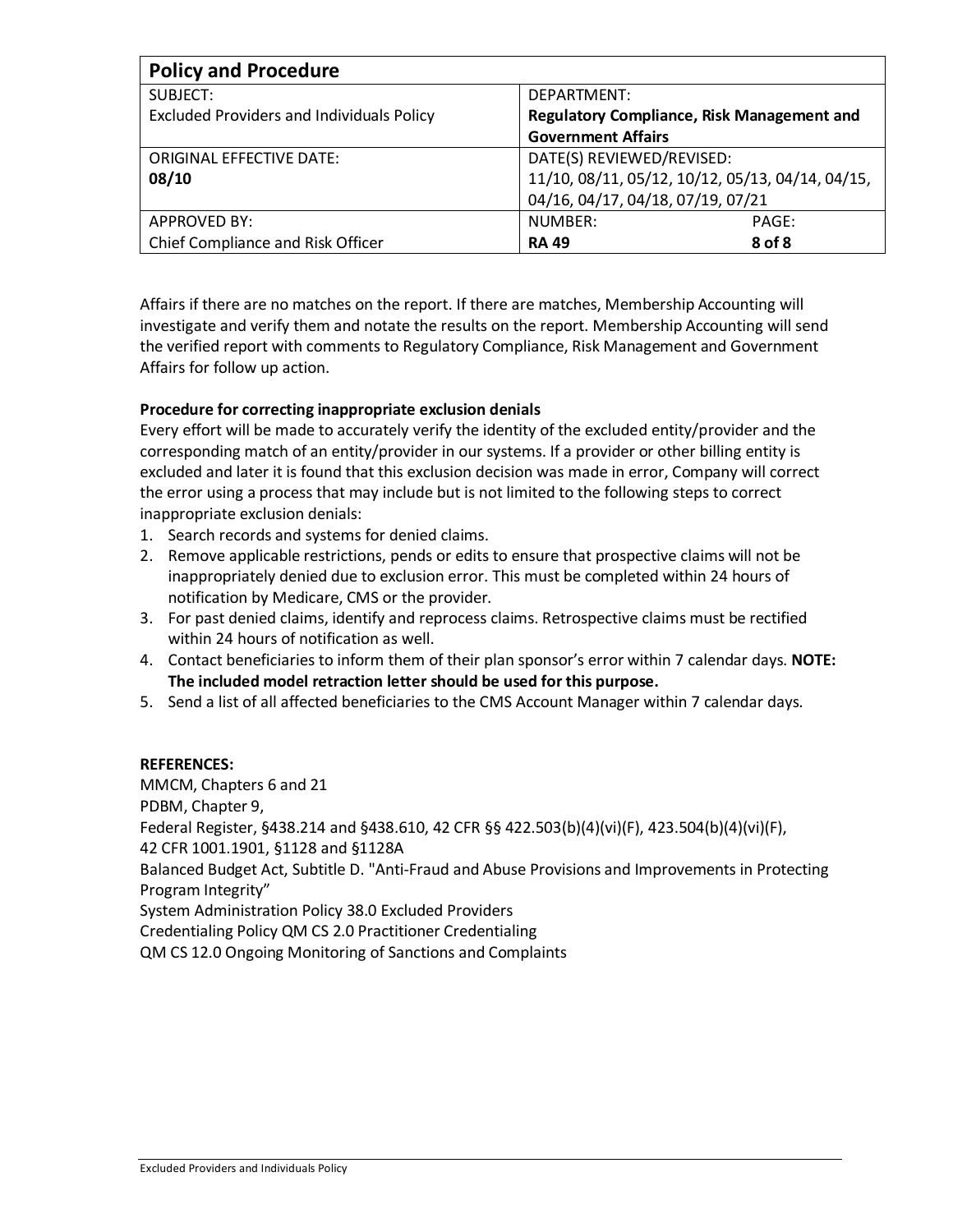Affairs if there are no matches on the report. If there are matches, Membership Accounting will investigate and verify them and notate the results on the report. Membership Accounting will send the verified report with comments to Regulatory Compliance, Risk Management and Government Affairs for follow up action.

**Procedure for correcting inappropriate exclusion denials**

Every effort will be made to accurately verify the identity of the excluded entity/provider and the corresponding match of an entity/provider in our systems. If a provider or other billing entity is excluded and later it is found that this exclusion decision was made in error, Company will correct the error using a process that may include but is not limited to the following steps to correct inappropriate exclusion denials:

1. Search records and systems for denied claims.
2. Remove applicable restrictions, pends or edits to ensure that prospective claims will not be inappropriately denied due to exclusion error. This must be completed within 24 hours of notification by Medicare, CMS or the provider.
3. For past denied claims, identify and reprocess claims. Retrospective claims must be rectified within 24 hours of notification as well.
4. Contact beneficiaries to inform them of their plan sponsor's error within 7 calendar days. **NOTE: The included model retraction letter should be used for this purpose.**
5. Send a list of all affected beneficiaries to the CMS Account Manager within 7 calendar days.

**REFERENCES:**

MMCM, Chapters 6 and 21
PDBM, Chapter 9,
Federal Register, §438.214 and §438.610, 42 CFR §§ 422.503(b)(4)(vi)(F), 423.504(b)(4)(vi)(F),
42 CFR 1001.1901, §1128 and §1128A
Balanced Budget Act, Subtitle D. "Anti-Fraud and Abuse Provisions and Improvements in Protecting Program Integrity"
System Administration Policy 38.0 Excluded Providers
Credentialing Policy QM CS 2.0 Practitioner Credentialing
QM CS 12.0 Ongoing Monitoring of Sanctions and Complaints